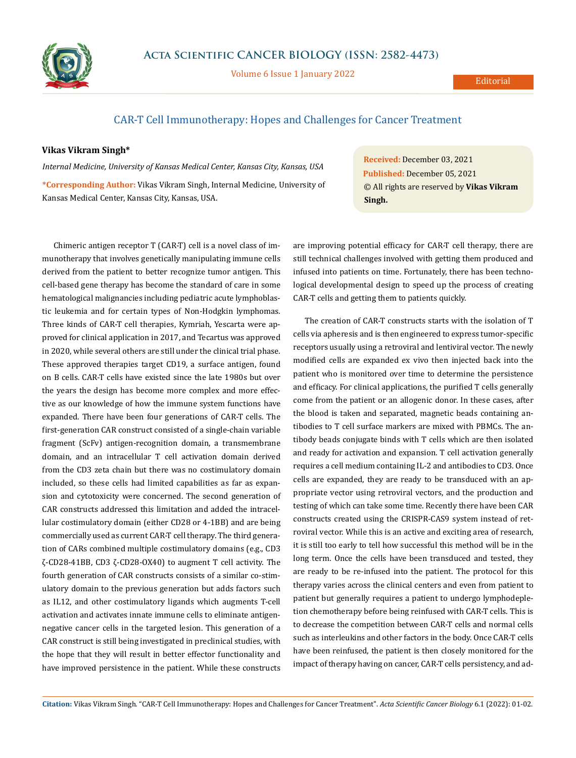Editorial

# CAR-T Cell Immunotherapy: Hopes and Challenges for Cancer Treatment

**Vikas Vikram Singh***

*Internal Medicine, University of Kansas Medical Center, Kansas City, Kansas, USA*

***Corresponding Author:** Vikas Vikram Singh, Internal Medicine, University of Kansas Medical Center, Kansas City, Kansas, USA.

**Received:** December 03, 2021
**Published:** December 05, 2021
© All rights are reserved by **Vikas Vikram Singh.**

Chimeric antigen receptor T (CAR-T) cell is a novel class of immunotherapy that involves genetically manipulating immune cells derived from the patient to better recognize tumor antigen. This cell-based gene therapy has become the standard of care in some hematological malignancies including pediatric acute lymphoblastic leukemia and for certain types of Non-Hodgkin lymphomas. Three kinds of CAR-T cell therapies, Kymriah, Yescarta were approved for clinical application in 2017, and Tecartus was approved in 2020, while several others are still under the clinical trial phase. These approved therapies target CD19, a surface antigen, found on B cells. CAR-T cells have existed since the late 1980s but over the years the design has become more complex and more effective as our knowledge of how the immune system functions have expanded. There have been four generations of CAR-T cells. The first-generation CAR construct consisted of a single-chain variable fragment (ScFv) antigen-recognition domain, a transmembrane domain, and an intracellular T cell activation domain derived from the CD3 zeta chain but there was no costimulatory domain included, so these cells had limited capabilities as far as expansion and cytotoxicity were concerned. The second generation of CAR constructs addressed this limitation and added the intracellular costimulatory domain (either CD28 or 4-1BB) and are being commercially used as current CAR-T cell therapy. The third generation of CARs combined multiple costimulatory domains (e.g., CD3 ζ-CD28-41BB, CD3 ζ-CD28-OX40) to augment T cell activity. The fourth generation of CAR constructs consists of a similar co-stimulatory domain to the previous generation but adds factors such as IL12, and other costimulatory ligands which augments T-cell activation and activates innate immune cells to eliminate antigen-negative cancer cells in the targeted lesion. This generation of a CAR construct is still being investigated in preclinical studies, with the hope that they will result in better effector functionality and have improved persistence in the patient. While these constructs are improving potential efficacy for CAR-T cell therapy, there are still technical challenges involved with getting them produced and infused into patients on time. Fortunately, there has been technological developmental design to speed up the process of creating CAR-T cells and getting them to patients quickly.

The creation of CAR-T constructs starts with the isolation of T cells via apheresis and is then engineered to express tumor-specific receptors usually using a retroviral and lentiviral vector. The newly modified cells are expanded ex vivo then injected back into the patient who is monitored over time to determine the persistence and efficacy. For clinical applications, the purified T cells generally come from the patient or an allogenic donor. In these cases, after the blood is taken and separated, magnetic beads containing antibodies to T cell surface markers are mixed with PBMCs. The antibody beads conjugate binds with T cells which are then isolated and ready for activation and expansion. T cell activation generally requires a cell medium containing IL-2 and antibodies to CD3. Once cells are expanded, they are ready to be transduced with an appropriate vector using retroviral vectors, and the production and testing of which can take some time. Recently there have been CAR constructs created using the CRISPR-CAS9 system instead of retroviral vector. While this is an active and exciting area of research, it is still too early to tell how successful this method will be in the long term. Once the cells have been transduced and tested, they are ready to be re-infused into the patient. The protocol for this therapy varies across the clinical centers and even from patient to patient but generally requires a patient to undergo lymphodepletion chemotherapy before being reinfused with CAR-T cells. This is to decrease the competition between CAR-T cells and normal cells such as interleukins and other factors in the body. Once CAR-T cells have been reinfused, the patient is then closely monitored for the impact of therapy having on cancer, CAR-T cells persistency, and ad-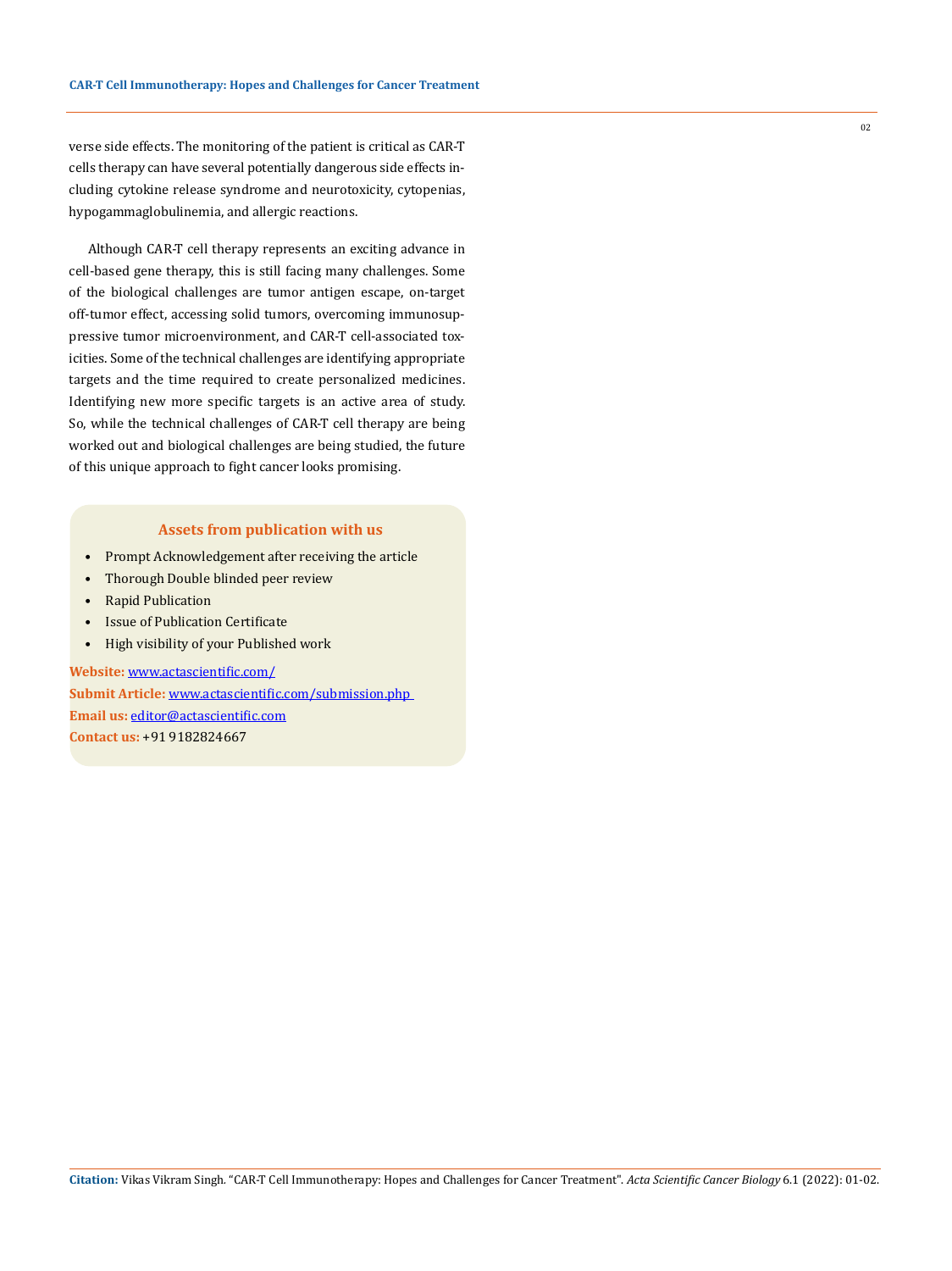verse side effects. The monitoring of the patient is critical as CAR-T cells therapy can have several potentially dangerous side effects including cytokine release syndrome and neurotoxicity, cytopenias, hypogammaglobulinemia, and allergic reactions.

Although CAR-T cell therapy represents an exciting advance in cell-based gene therapy, this is still facing many challenges. Some of the biological challenges are tumor antigen escape, on-target off-tumor effect, accessing solid tumors, overcoming immunosuppressive tumor microenvironment, and CAR-T cell-associated toxicities. Some of the technical challenges are identifying appropriate targets and the time required to create personalized medicines. Identifying new more specific targets is an active area of study. So, while the technical challenges of CAR-T cell therapy are being worked out and biological challenges are being studied, the future of this unique approach to fight cancer looks promising.

**Assets from publication with us**

- Prompt Acknowledgement after receiving the article
- Thorough Double blinded peer review
- Rapid Publication
- Issue of Publication Certificate
- High visibility of your Published work

**Website:** www.actascientific.com/
**Submit Article:** www.actascientific.com/submission.php
**Email us:** editor@actascientific.com
**Contact us:** +91 9182824667

**Citation:** Vikas Vikram Singh. "CAR-T Cell Immunotherapy: Hopes and Challenges for Cancer Treatment". *Acta Scientific Cancer Biology* 6.1 (2022): 01-02.